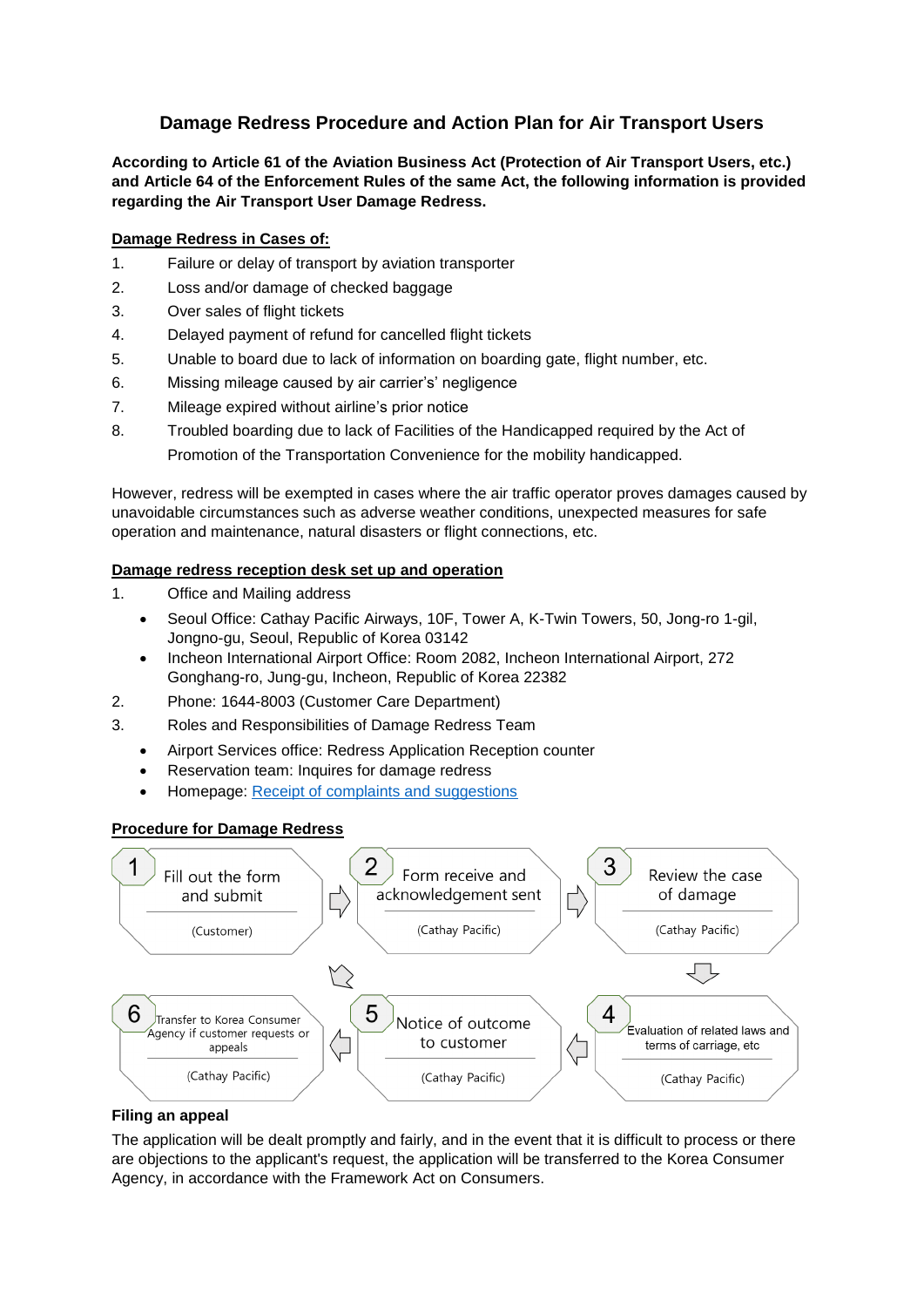# Damage Redress Procedure and Action Plan for Air Transport Users

**According to Article 61 of the Aviation Business Act (Protection of Air Transport Users, etc.) and Article 64 of the Enforcement Rules of the same Act, the following information is provided regarding the Air Transport User Damage Redress.**

## Damage Redress in Cases of:

1. Failure or delay of transport by aviation transporter
2. Loss and/or damage of checked baggage
3. Over sales of flight tickets
4. Delayed payment of refund for cancelled flight tickets
5. Unable to board due to lack of information on boarding gate, flight number, etc.
6. Missing mileage caused by air carrier's negligence
7. Mileage expired without airline's prior notice
8. Troubled boarding due to lack of Facilities of the Handicapped required by the Act of Promotion of the Transportation Convenience for the mobility handicapped.

However, redress will be exempted in cases where the air traffic operator proves damages caused by unavoidable circumstances such as adverse weather conditions, unexpected measures for safe operation and maintenance, natural disasters or flight connections, etc.

## Damage redress reception desk set up and operation

1. Office and Mailing address
   - Seoul Office: Cathay Pacific Airways, 10F, Tower A, K-Twin Towers, 50, Jong-ro 1-gil, Jongno-gu, Seoul, Republic of Korea 03142
   - Incheon International Airport Office: Room 2082, Incheon International Airport, 272 Gonghang-ro, Jung-gu, Incheon, Republic of Korea 22382
2. Phone: 1644-8003 (Customer Care Department)
3. Roles and Responsibilities of Damage Redress Team
   - Airport Services office: Redress Application Reception counter
   - Reservation team: Inquires for damage redress
   - Homepage: Receipt of complaints and suggestions

## Procedure for Damage Redress

1. Fill out the form and submit (Customer)
2. Form receive and acknowledgement sent (Cathay Pacific)
3. Review the case of damage (Cathay Pacific)
4. Evaluation of related laws and terms of carriage, etc (Cathay Pacific)
5. Notice of outcome to customer (Cathay Pacific)
6. Transfer to Korea Consumer Agency if customer requests or appeals (Cathay Pacific)

### Filing an appeal

The application will be dealt promptly and fairly, and in the event that it is difficult to process or there are objections to the applicant's request, the application will be transferred to the Korea Consumer Agency, in accordance with the Framework Act on Consumers.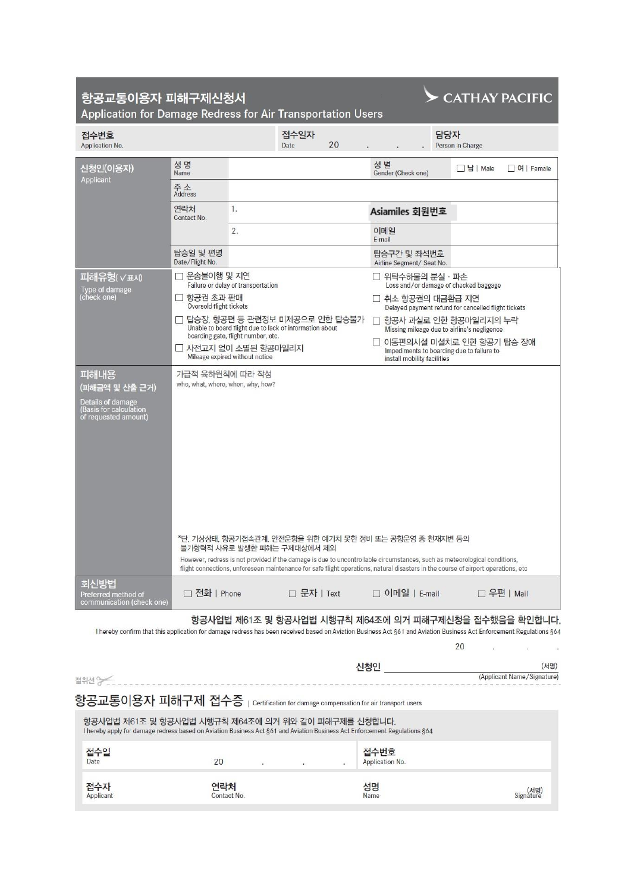# 항공교통이용자 피해구제신청서

**Application for Damage Redress for Air Transportation Users**

CATHAY PACIFIC

| 접수번호 Application No. | | 접수일자 Date | 20 . . . | 담당자 Person in Charge | |
|---|---|---|---|---|---|

| | | | | | |
|---|---|---|---|---|---|
| 신청인(이용자) Applicant | 성 명 Name | | 성 별 Gender (Check one) | ☐ 남 \| Male ☐ 여 \| Female | |
| | 주 소 Address | | | | |
| | 연락처 Contact No. | 1. | Asiamiles 회원번호 | | |
| | | 2. | 이메일 E-mail | | |
| | 탑승일 및 편명 Date/Flight No. | | 탑승구간 및 좌석번호 Airline Segment/ Seat No. | | |
| 피해유형(✓표시) Type of damage (check one) | ☐ 운송불이행 및 지연 Failure or delay of transportation | | ☐ 위탁수하물의 분실 · 파손 Loss and/or damage of checked baggage | | |
| | ☐ 항공권 초과 판매 Oversold flight tickets | | ☐ 취소 항공권의 대금환급 지연 Delayed payment refund for cancelled flight tickets | | |
| | ☐ 탑승장, 항공편 등 관련정보 미제공으로 인한 탑승불가 Unable to board flight due to lack of information about boarding gate, flight number, etc. | | ☐ 항공사 과실로 인한 항공마일리지의 누락 Missing mileage due to airline's negligence | | |
| | ☐ 사전고지 없이 소멸된 항공마일리지 Mileage expired without notice | | ☐ 이동편의시설 미설치로 인한 항공기 탑승 장애 Impediments to boarding due to failure to install mobility facilities | | |
| 피해내용 (피해금액 및 산출 근거) Details of damage (Basis for calculation of requested amount) | 가급적 육하원칙에 따라 작성 who, what, where, when, why, how? | | | | |
| | *단, 기상상태, 항공기접속관계, 안전운항을 위한 예기치 못한 정비 또는 공항운영 중 천재지변 등의 불가항력적 사유로 발생한 피해는 구제대상에서 제외 However, redress is not provided if the damage is due to uncontrollable circumstances, such as meteorological conditions, flight connections, unforeseen maintenance for safe flight operations, natural disasters in the course of airport operations, etc | | | | |
| 회신방법 Preferred method of communication (check one) | ☐ 전화 \| Phone | ☐ 문자 \| Text | ☐ 이메일 \| E-mail | ☐ 우편 \| Mail | |

**항공사업법 제61조 및 항공사업법 시행규칙 제64조에 의거 피해구제신청을 접수했음을 확인합니다.**

I hereby confirm that this application for damage redress has been received based on Aviation Business Act §61 and Aviation Business Act Enforcement Regulations §64

20 . . .

신청인 ______________________ (서명) (Applicant Name/Signature)

절취선 ✂ - - - - - - - - - - - - - - - - - - - - - - - - - - - - - - - -

## 항공교통이용자 피해구제 접수증 | Certification for damage compensation for air transport users

항공사업법 제61조 및 항공사업법 시행규칙 제64조에 의거 위와 같이 피해구제를 신청합니다.
I hereby apply for damage redress based on Aviation Business Act §61 and Aviation Business Act Enforcement Regulations §64

| 접수일 Date | 20 . . . | 접수번호 Application No. | |
|---|---|---|---|
| 접수자 Applicant | 연락처 Contact No. | 성명 Name | (서명) Signature |